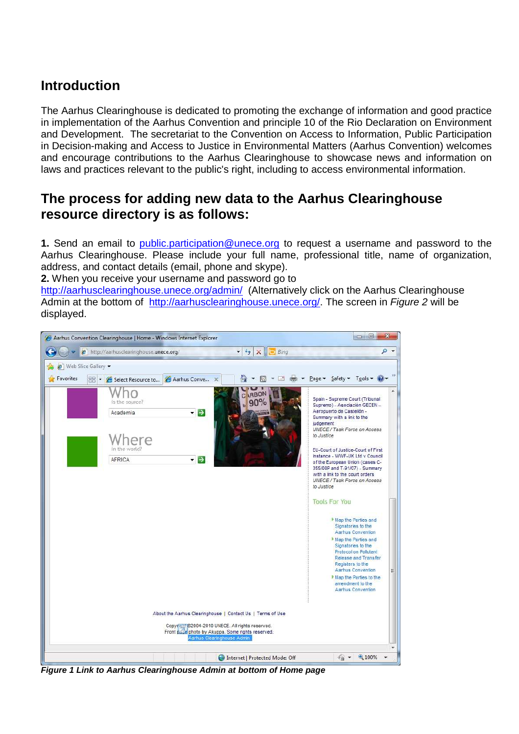## Introduction

The Aarhus Clearinghouse is dedicated to promoting the exchange of information and good practice in implementation of the Aarhus Convention and principle 10 of the Rio Declaration on Environment and Development. The secretariat to the Convention on Access to Information, Public Participation in Decision-making and Access to Justice in Environmental Matters (Aarhus Convention) welcomes and encourage contributions to the Aarhus Clearinghouse to showcase news and information on laws and practices relevant to the public's right, including to access environmental information.

## The process for adding new data to the Aarhus Clearinghouse resource directory is as follows:

**1.** Send an email to public.participation@unece.org to request a username and password to the Aarhus Clearinghouse. Please include your full name, professional title, name of organization, address, and contact details (email, phone and skype).

**2.** When you receive your username and password go to http://aarhusclearinghouse.unece.org/admin/ (Alternatively click on the Aarhus Clearinghouse Admin at the bottom of http://aarhusclearinghouse.unece.org/. The screen in *Figure 2* will be displayed.

***Figure 1 Link to Aarhus Clearinghouse Admin at bottom of Home page***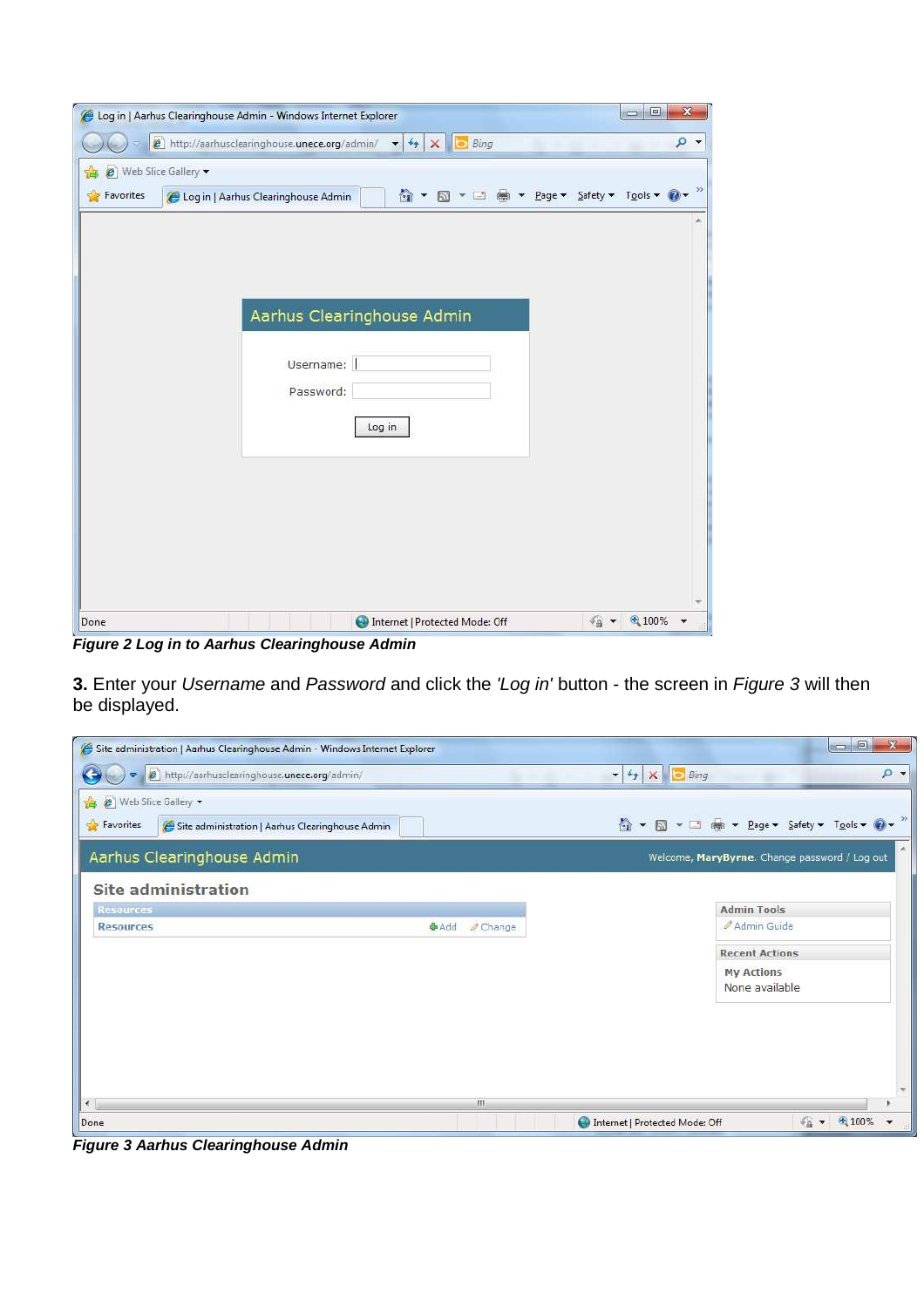*Figure 2 Log in to Aarhus Clearinghouse Admin*

**3.** Enter your *Username* and *Password* and click the *'Log in'* button - the screen in *Figure 3* will then be displayed.

*Figure 3 Aarhus Clearinghouse Admin*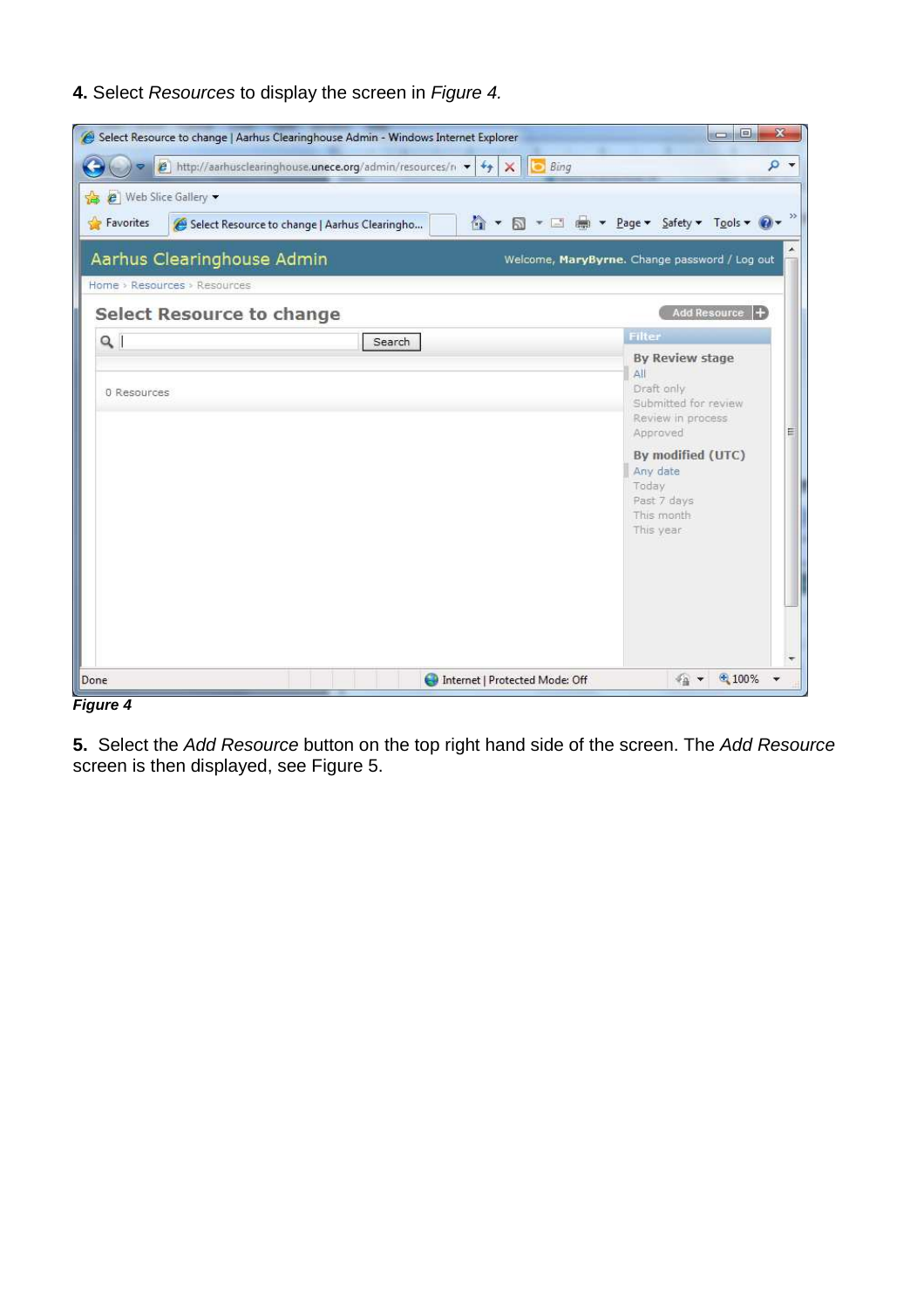**4.** Select *Resources* to display the screen in *Figure 4.*

***Figure 4***

**5.** Select the *Add Resource* button on the top right hand side of the screen. The *Add Resource* screen is then displayed, see Figure 5.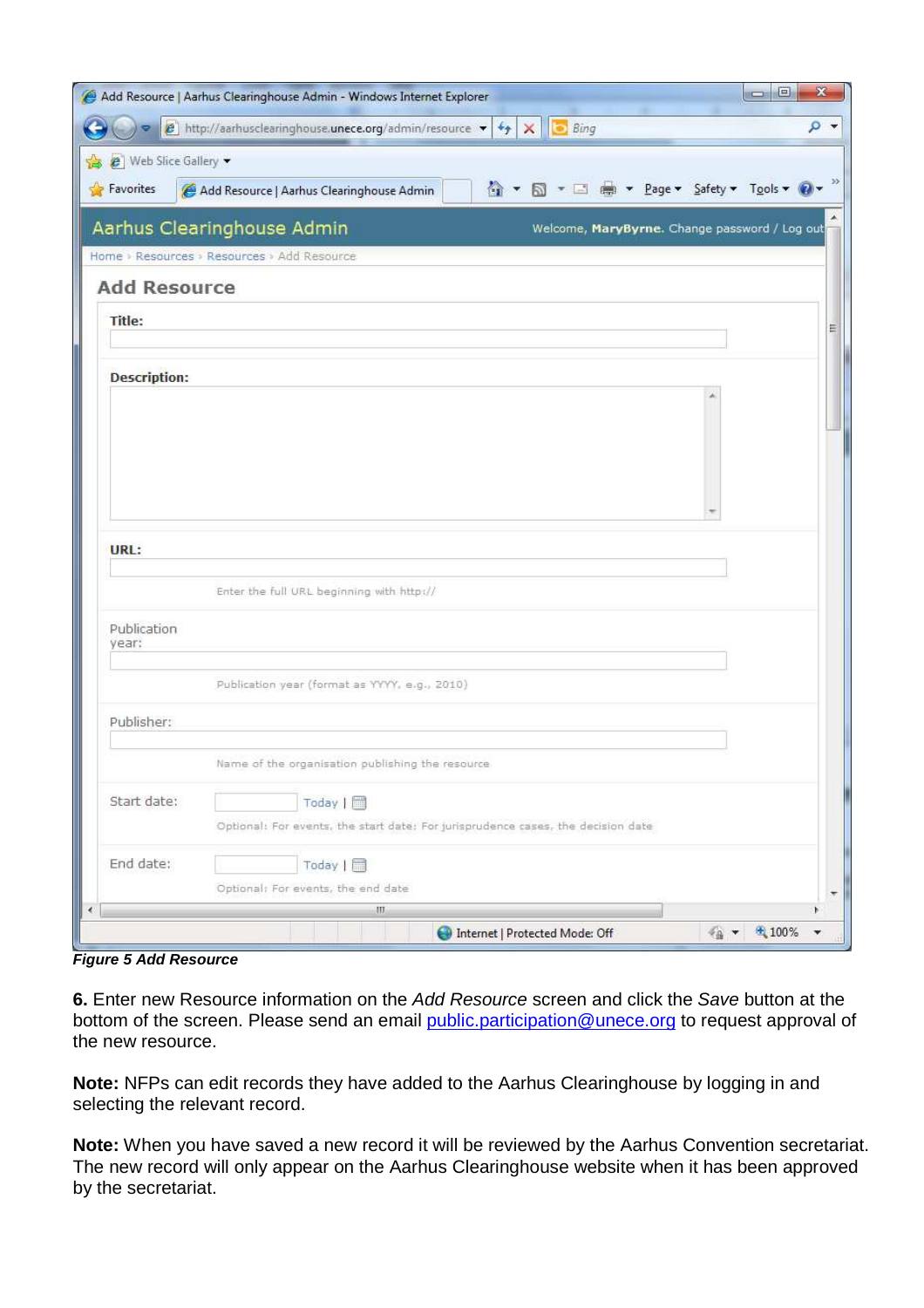*Figure 5 Add Resource*

**6.** Enter new Resource information on the *Add Resource* screen and click the *Save* button at the bottom of the screen. Please send an email public.participation@unece.org to request approval of the new resource.

**Note:** NFPs can edit records they have added to the Aarhus Clearinghouse by logging in and selecting the relevant record.

**Note:** When you have saved a new record it will be reviewed by the Aarhus Convention secretariat. The new record will only appear on the Aarhus Clearinghouse website when it has been approved by the secretariat.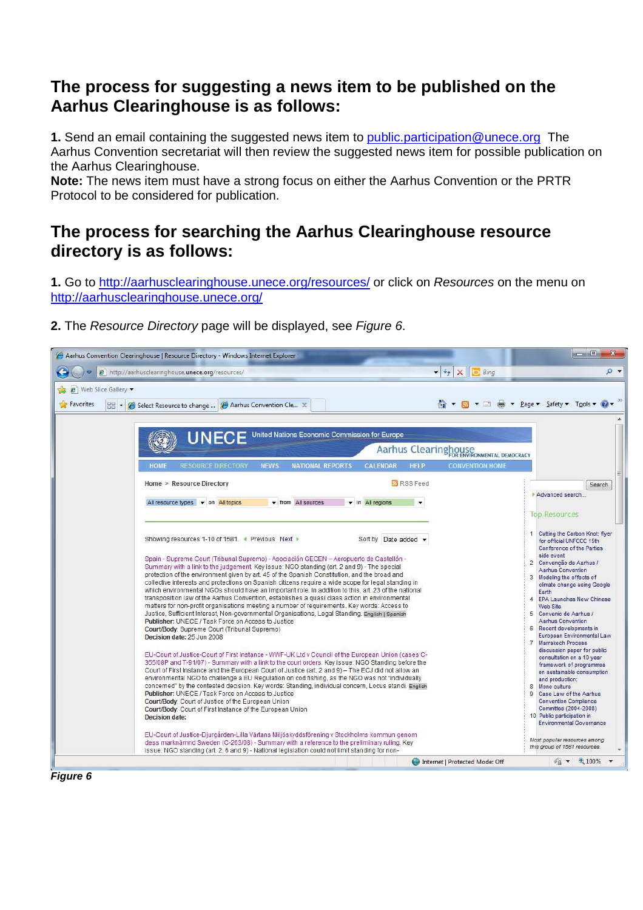## The process for suggesting a news item to be published on the Aarhus Clearinghouse is as follows:

**1.** Send an email containing the suggested news item to public.participation@unece.org The Aarhus Convention secretariat will then review the suggested news item for possible publication on the Aarhus Clearinghouse.

**Note:** The news item must have a strong focus on either the Aarhus Convention or the PRTR Protocol to be considered for publication.

## The process for searching the Aarhus Clearinghouse resource directory is as follows:

**1.** Go to http://aarhusclearinghouse.unece.org/resources/ or click on *Resources* on the menu on http://aarhusclearinghouse.unece.org/

**2.** The *Resource Directory* page will be displayed, see *Figure 6*.

***Figure 6***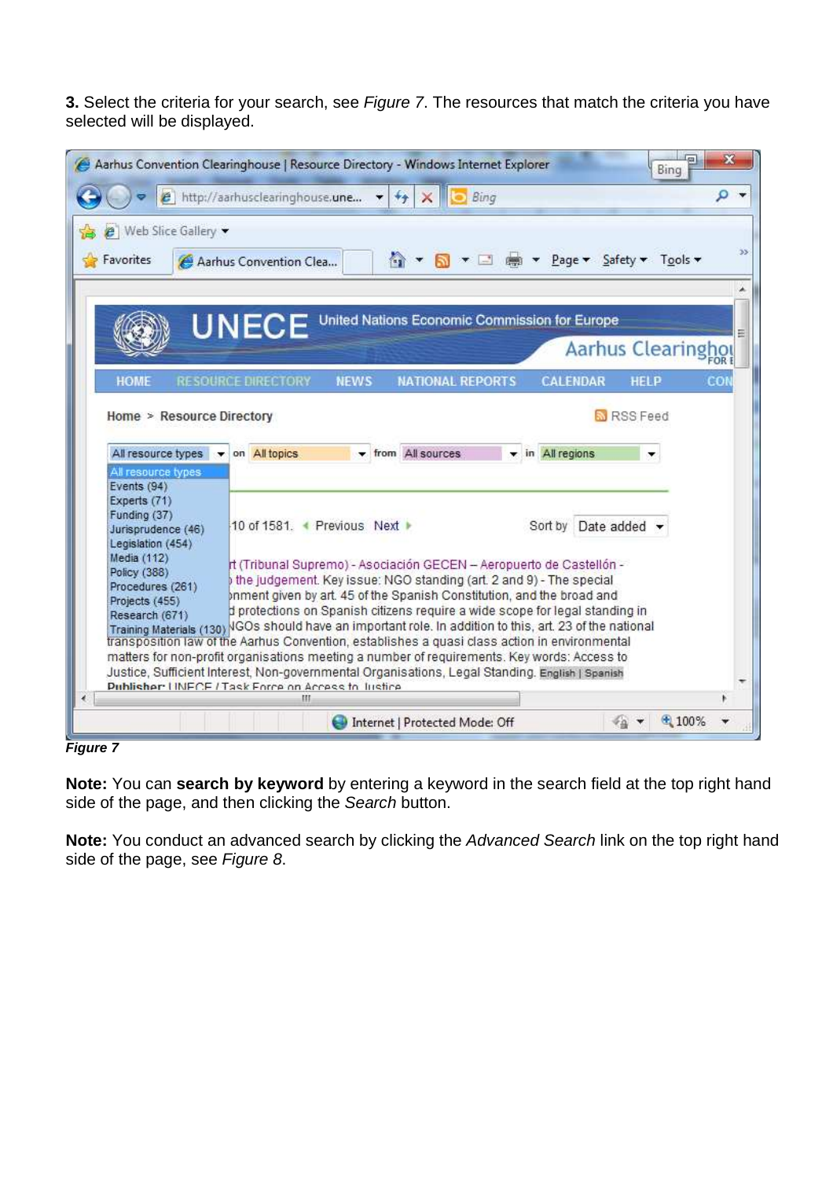**3.** Select the criteria for your search, see *Figure 7*. The resources that match the criteria you have selected will be displayed.

***Figure 7***

**Note:** You can **search by keyword** by entering a keyword in the search field at the top right hand side of the page, and then clicking the *Search* button.

**Note:** You conduct an advanced search by clicking the *Advanced Search* link on the top right hand side of the page, see *Figure 8*.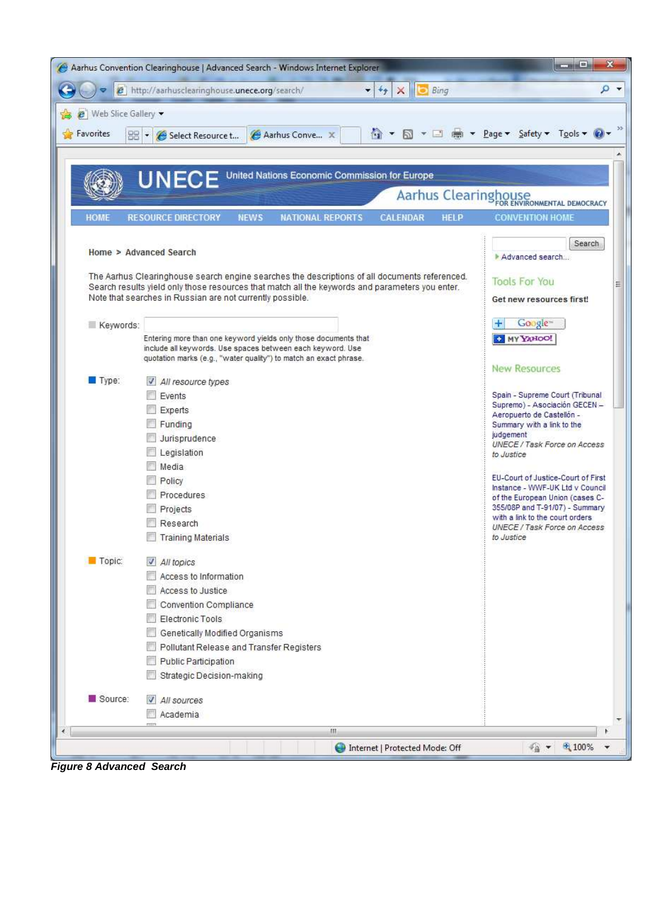Aarhus Convention Clearinghouse | Advanced Search - Windows Internet Explorer

http://aarhusclearinghouse.unece.org/search/

UNECE United Nations Economic Commission for Europe

Aarhus Clearinghouse FOR ENVIRONMENTAL DEMOCRACY

HOME | RESOURCE DIRECTORY | NEWS | NATIONAL REPORTS | CALENDAR | HELP | CONVENTION HOME

Home > Advanced Search

The Aarhus Clearinghouse search engine searches the descriptions of all documents referenced. Search results yield only those resources that match all the keywords and parameters you enter. Note that searches in Russian are not currently possible.

Keywords:

Entering more than one keyword yields only those documents that include all keywords. Use spaces between each keyword. Use quotation marks (e.g., "water quality") to match an exact phrase.

Type:

- [x] *All resource types*
- [ ] Events
- [ ] Experts
- [ ] Funding
- [ ] Jurisprudence
- [ ] Legislation
- [ ] Media
- [ ] Policy
- [ ] Procedures
- [ ] Projects
- [ ] Research
- [ ] Training Materials

Topic:

- [x] *All topics*
- [ ] Access to Information
- [ ] Access to Justice
- [ ] Convention Compliance
- [ ] Electronic Tools
- [ ] Genetically Modified Organisms
- [ ] Pollutant Release and Transfer Registers
- [ ] Public Participation
- [ ] Strategic Decision-making

Source:

- [x] *All sources*
- [ ] Academia

Search

Advanced search...

Tools For You

**Get new resources first!**

New Resources

Spain - Supreme Court (Tribunal Supremo) - Asociación GECEN – Aeropuerto de Castellón - Summary with a link to the judgement
*UNECE / Task Force on Access to Justice*

EU-Court of Justice-Court of First Instance - WWF-UK Ltd v Council of the European Union (cases C-355/08P and T-91/07) - Summary with a link to the court orders
*UNECE / Task Force on Access to Justice*

Internet | Protected Mode: Off

***Figure 8 Advanced Search***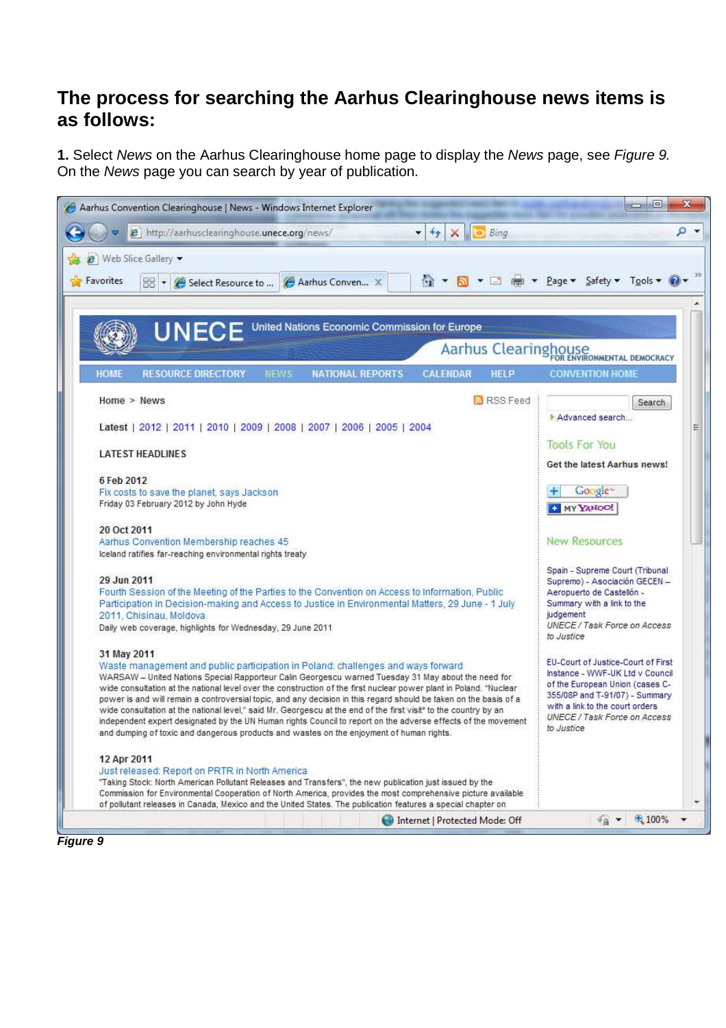## The process for searching the Aarhus Clearinghouse news items is as follows:

**1.** Select *News* on the Aarhus Clearinghouse home page to display the *News* page, see *Figure 9.* On the *News* page you can search by year of publication.

***Figure 9***